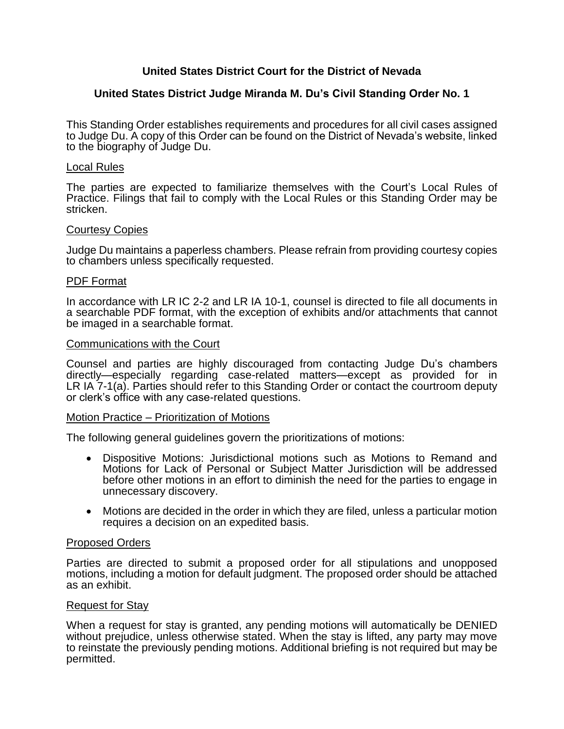# United States District Court for the District of Nevada

## United States District Judge Miranda M. Du's Civil Standing Order No. 1

This Standing Order establishes requirements and procedures for all civil cases assigned to Judge Du. A copy of this Order can be found on the District of Nevada's website, linked to the biography of Judge Du.

### Local Rules

The parties are expected to familiarize themselves with the Court's Local Rules of Practice. Filings that fail to comply with the Local Rules or this Standing Order may be stricken.

### Courtesy Copies

Judge Du maintains a paperless chambers. Please refrain from providing courtesy copies to chambers unless specifically requested.

### PDF Format

In accordance with LR IC 2-2 and LR IA 10-1, counsel is directed to file all documents in a searchable PDF format, with the exception of exhibits and/or attachments that cannot be imaged in a searchable format.

### Communications with the Court

Counsel and parties are highly discouraged from contacting Judge Du's chambers directly—especially regarding case-related matters—except as provided for in LR IA 7-1(a). Parties should refer to this Standing Order or contact the courtroom deputy or clerk's office with any case-related questions.

### Motion Practice – Prioritization of Motions

The following general guidelines govern the prioritizations of motions:

- Dispositive Motions: Jurisdictional motions such as Motions to Remand and Motions for Lack of Personal or Subject Matter Jurisdiction will be addressed before other motions in an effort to diminish the need for the parties to engage in unnecessary discovery.
- Motions are decided in the order in which they are filed, unless a particular motion requires a decision on an expedited basis.

### Proposed Orders

Parties are directed to submit a proposed order for all stipulations and unopposed motions, including a motion for default judgment. The proposed order should be attached as an exhibit.

### Request for Stay

When a request for stay is granted, any pending motions will automatically be DENIED without prejudice, unless otherwise stated. When the stay is lifted, any party may move to reinstate the previously pending motions. Additional briefing is not required but may be permitted.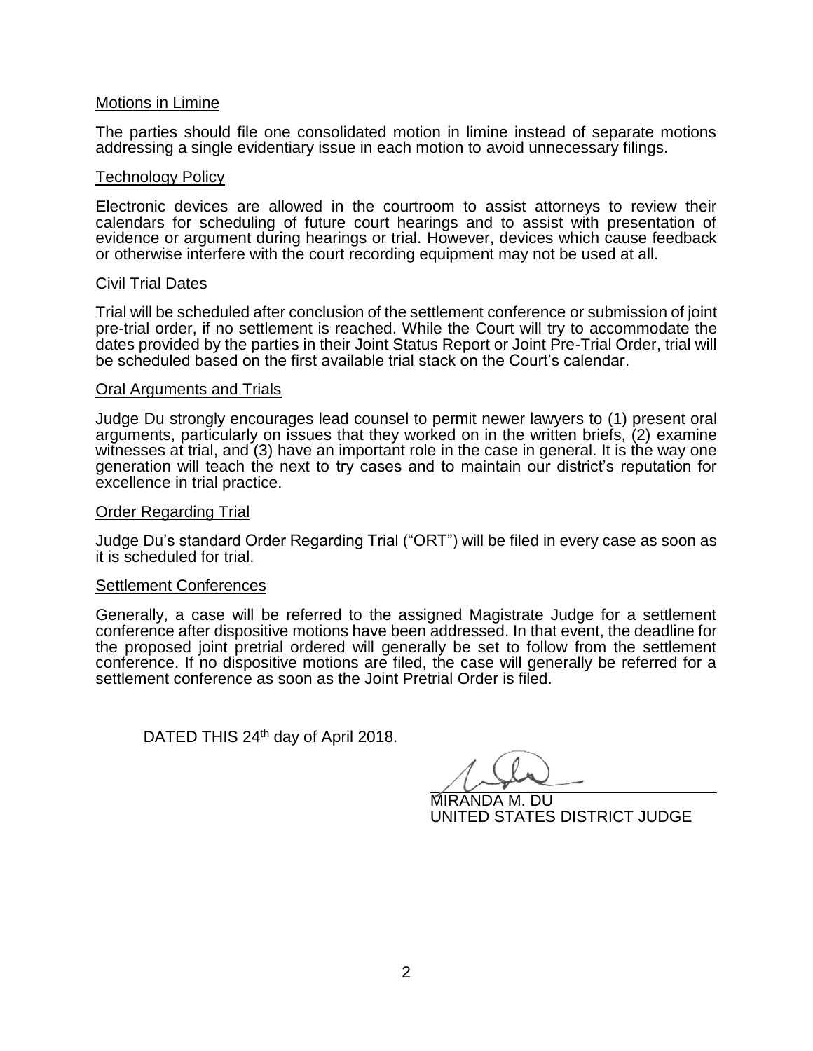Motions in Limine

The parties should file one consolidated motion in limine instead of separate motions addressing a single evidentiary issue in each motion to avoid unnecessary filings.

Technology Policy

Electronic devices are allowed in the courtroom to assist attorneys to review their calendars for scheduling of future court hearings and to assist with presentation of evidence or argument during hearings or trial. However, devices which cause feedback or otherwise interfere with the court recording equipment may not be used at all.

Civil Trial Dates

Trial will be scheduled after conclusion of the settlement conference or submission of joint pre-trial order, if no settlement is reached. While the Court will try to accommodate the dates provided by the parties in their Joint Status Report or Joint Pre-Trial Order, trial will be scheduled based on the first available trial stack on the Court's calendar.

Oral Arguments and Trials

Judge Du strongly encourages lead counsel to permit newer lawyers to (1) present oral arguments, particularly on issues that they worked on in the written briefs, (2) examine witnesses at trial, and (3) have an important role in the case in general. It is the way one generation will teach the next to try cases and to maintain our district's reputation for excellence in trial practice.

Order Regarding Trial

Judge Du's standard Order Regarding Trial ("ORT") will be filed in every case as soon as it is scheduled for trial.

Settlement Conferences

Generally, a case will be referred to the assigned Magistrate Judge for a settlement conference after dispositive motions have been addressed. In that event, the deadline for the proposed joint pretrial ordered will generally be set to follow from the settlement conference. If no dispositive motions are filed, the case will generally be referred for a settlement conference as soon as the Joint Pretrial Order is filed.

DATED THIS 24th day of April 2018.

MIRANDA M. DU
UNITED STATES DISTRICT JUDGE